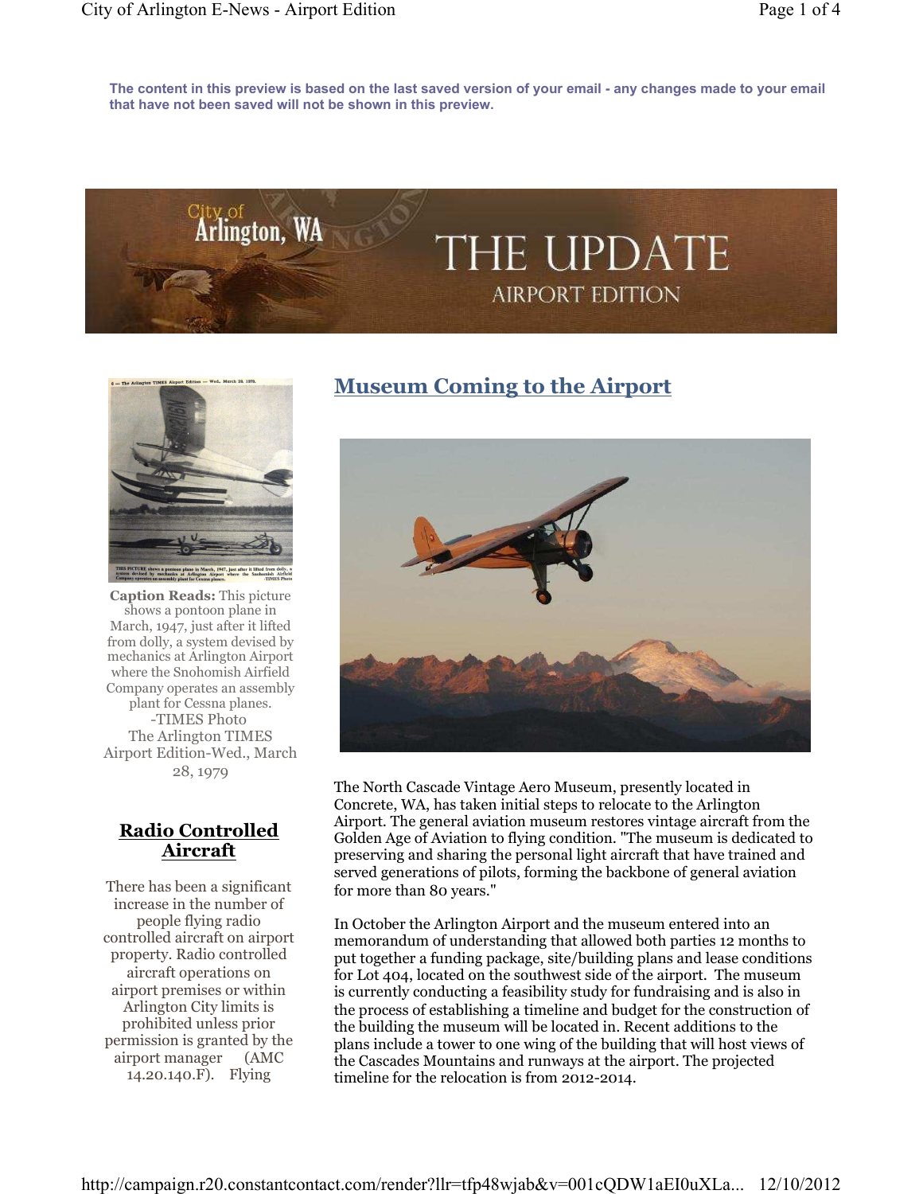The content in this preview is based on the last saved version of your email - any changes made to your email that have not been saved will not be shown in this preview.

# THE UPDATE

City of Arlington, WA

AIRPORT EDITION

**Caption Reads:** This picture shows a pontoon plane in March, 1947, just after it lifted from dolly, a system devised by mechanics at Arlington Airport where the Snohomish Airfield Company operates an assembly plant for Cessna planes.
-TIMES Photo
The Arlington TIMES
Airport Edition-Wed., March 28, 1979

## Radio Controlled Aircraft

There has been a significant increase in the number of people flying radio controlled aircraft on airport property. Radio controlled aircraft operations on airport premises or within Arlington City limits is prohibited unless prior permission is granted by the airport manager (AMC 14.20.140.F). Flying

## Museum Coming to the Airport

The North Cascade Vintage Aero Museum, presently located in Concrete, WA, has taken initial steps to relocate to the Arlington Airport. The general aviation museum restores vintage aircraft from the Golden Age of Aviation to flying condition. "The museum is dedicated to preserving and sharing the personal light aircraft that have trained and served generations of pilots, forming the backbone of general aviation for more than 80 years."

In October the Arlington Airport and the museum entered into an memorandum of understanding that allowed both parties 12 months to put together a funding package, site/building plans and lease conditions for Lot 404, located on the southwest side of the airport. The museum is currently conducting a feasibility study for fundraising and is also in the process of establishing a timeline and budget for the construction of the building the museum will be located in. Recent additions to the plans include a tower to one wing of the building that will host views of the Cascades Mountains and runways at the airport. The projected timeline for the relocation is from 2012-2014.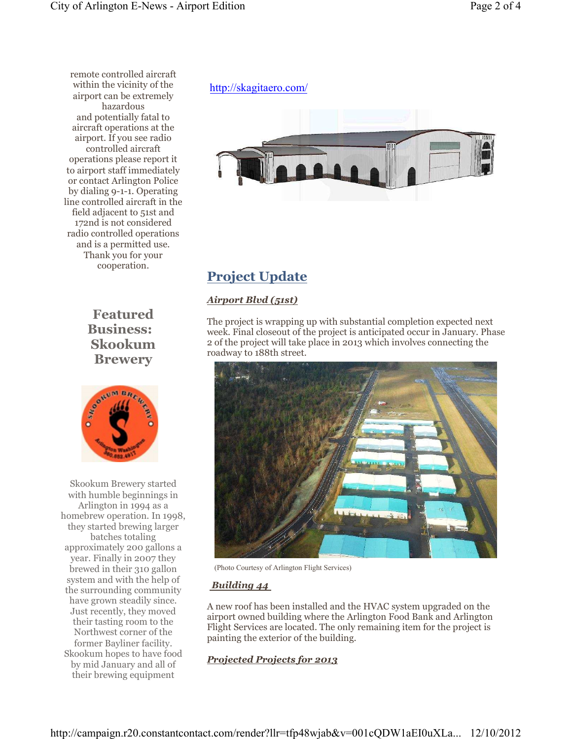remote controlled aircraft within the vicinity of the airport can be extremely hazardous and potentially fatal to aircraft operations at the airport. If you see radio controlled aircraft operations please report it to airport staff immediately or contact Arlington Police by dialing 9-1-1. Operating line controlled aircraft in the field adjacent to 51st and 172nd is not considered radio controlled operations and is a permitted use. Thank you for your cooperation.

## Featured Business: Skookum Brewery

Skookum Brewery started with humble beginnings in Arlington in 1994 as a homebrew operation. In 1998, they started brewing larger batches totaling approximately 200 gallons a year. Finally in 2007 they brewed in their 310 gallon system and with the help of the surrounding community have grown steadily since. Just recently, they moved their tasting room to the Northwest corner of the former Bayliner facility. Skookum hopes to have food by mid January and all of their brewing equipment

http://skagitaero.com/

## Project Update

### *Airport Blvd (51st)*

The project is wrapping up with substantial completion expected next week. Final closeout of the project is anticipated occur in January. Phase 2 of the project will take place in 2013 which involves connecting the roadway to 188th street.

(Photo Courtesy of Arlington Flight Services)

### *Building 44*

A new roof has been installed and the HVAC system upgraded on the airport owned building where the Arlington Food Bank and Arlington Flight Services are located. The only remaining item for the project is painting the exterior of the building.

### *Projected Projects for 2013*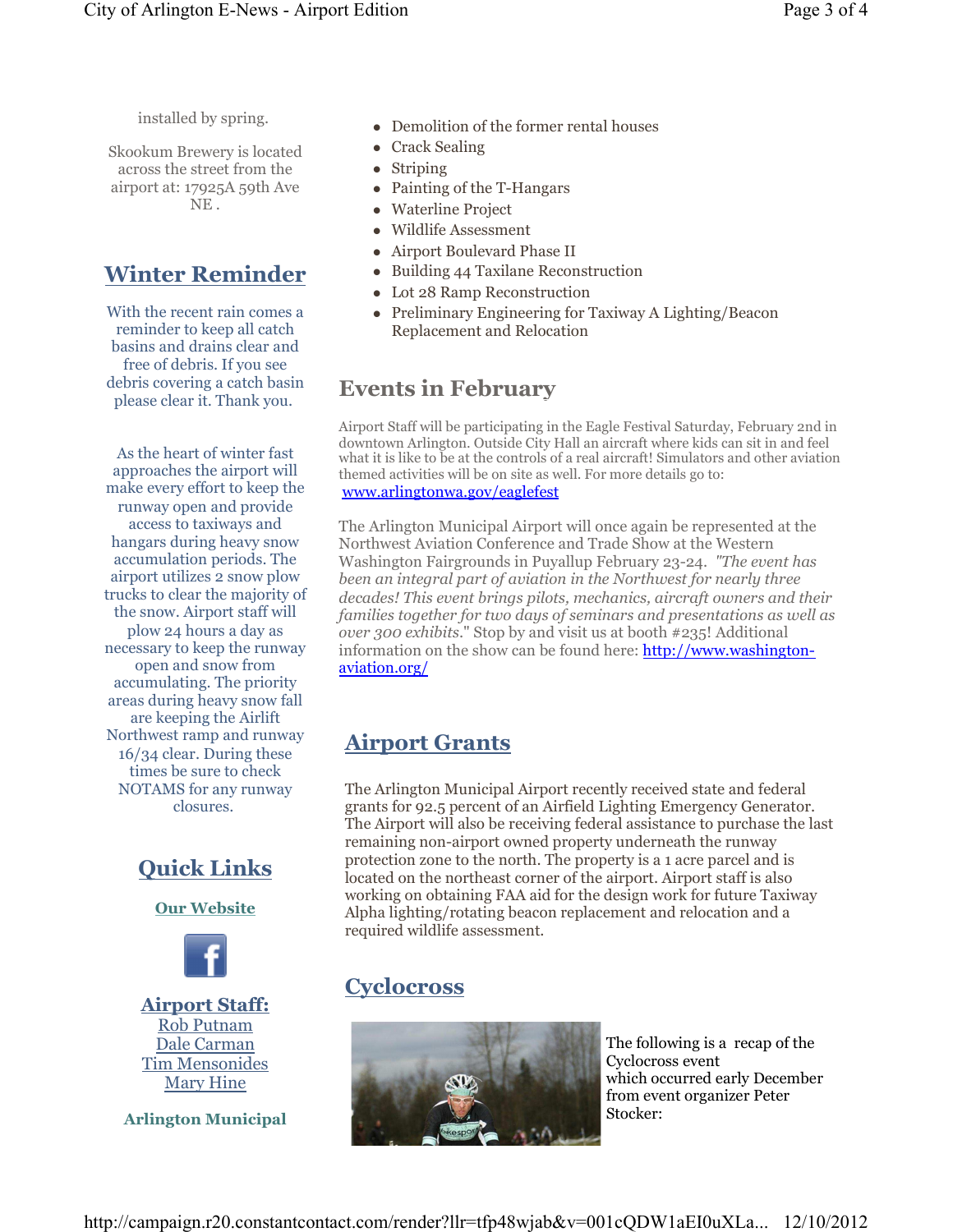installed by spring.

Skookum Brewery is located across the street from the airport at: 17925A 59th Ave NE .

## Winter Reminder

With the recent rain comes a reminder to keep all catch basins and drains clear and free of debris. If you see debris covering a catch basin please clear it. Thank you.

As the heart of winter fast approaches the airport will make every effort to keep the runway open and provide access to taxiways and hangars during heavy snow accumulation periods. The airport utilizes 2 snow plow trucks to clear the majority of the snow. Airport staff will plow 24 hours a day as necessary to keep the runway open and snow from accumulating. The priority areas during heavy snow fall are keeping the Airlift Northwest ramp and runway 16/34 clear. During these times be sure to check NOTAMS for any runway closures.

## Quick Links

**Our Website**

**Airport Staff:**
Rob Putnam
Dale Carman
Tim Mensonides
Mary Hine

**Arlington Municipal**

- Demolition of the former rental houses
- Crack Sealing
- Striping
- Painting of the T-Hangars
- Waterline Project
- Wildlife Assessment
- Airport Boulevard Phase II
- Building 44 Taxilane Reconstruction
- Lot 28 Ramp Reconstruction
- Preliminary Engineering for Taxiway A Lighting/Beacon Replacement and Relocation

## Events in February

Airport Staff will be participating in the Eagle Festival Saturday, February 2nd in downtown Arlington. Outside City Hall an aircraft where kids can sit in and feel what it is like to be at the controls of a real aircraft! Simulators and other aviation themed activities will be on site as well. For more details go to: www.arlingtonwa.gov/eaglefest

The Arlington Municipal Airport will once again be represented at the Northwest Aviation Conference and Trade Show at the Western Washington Fairgrounds in Puyallup February 23-24. *"The event has been an integral part of aviation in the Northwest for nearly three decades! This event brings pilots, mechanics, aircraft owners and their families together for two days of seminars and presentations as well as over 300 exhibits*." Stop by and visit us at booth #235! Additional information on the show can be found here: http://www.washington-aviation.org/

## Airport Grants

The Arlington Municipal Airport recently received state and federal grants for 92.5 percent of an Airfield Lighting Emergency Generator. The Airport will also be receiving federal assistance to purchase the last remaining non-airport owned property underneath the runway protection zone to the north. The property is a 1 acre parcel and is located on the northeast corner of the airport. Airport staff is also working on obtaining FAA aid for the design work for future Taxiway Alpha lighting/rotating beacon replacement and relocation and a required wildlife assessment.

## Cyclocross

The following is a recap of the Cyclocross event which occurred early December from event organizer Peter Stocker: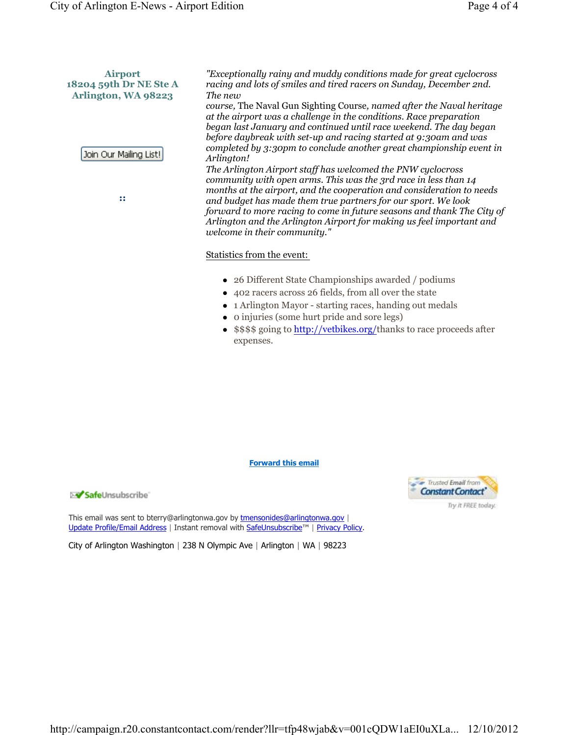**Airport**
**18204 59th Dr NE Ste A**
**Arlington, WA 98223**

Join Our Mailing List!

*"Exceptionally rainy and muddy conditions made for great cyclocross racing and lots of smiles and tired racers on Sunday, December 2nd. The new course,* The Naval Gun Sighting Course*, named after the Naval heritage at the airport was a challenge in the conditions. Race preparation began last January and continued until race weekend. The day began before daybreak with set-up and racing started at 9:30am and was completed by 3:30pm to conclude another great championship event in Arlington!*

*The Arlington Airport staff has welcomed the PNW cyclocross community with open arms. This was the 3rd race in less than 14 months at the airport, and the cooperation and consideration to needs and budget has made them true partners for our sport. We look forward to more racing to come in future seasons and thank The City of Arlington and the Arlington Airport for making us feel important and welcome in their community."*

Statistics from the event:

- 26 Different State Championships awarded / podiums
- 402 racers across 26 fields, from all over the state
- 1 Arlington Mayor - starting races, handing out medals
- 0 injuries (some hurt pride and sore legs)
- $$$$ going to http://vetbikes.org/thanks to race proceeds after expenses.

**Forward this email**

SafeUnsubscribe

Trusted Email from Constant Contact
Try it FREE today.

This email was sent to bterry@arlingtonwa.gov by tmensonides@arlingtonwa.gov | Update Profile/Email Address | Instant removal with SafeUnsubscribe™ | Privacy Policy.

City of Arlington Washington | 238 N Olympic Ave | Arlington | WA | 98223